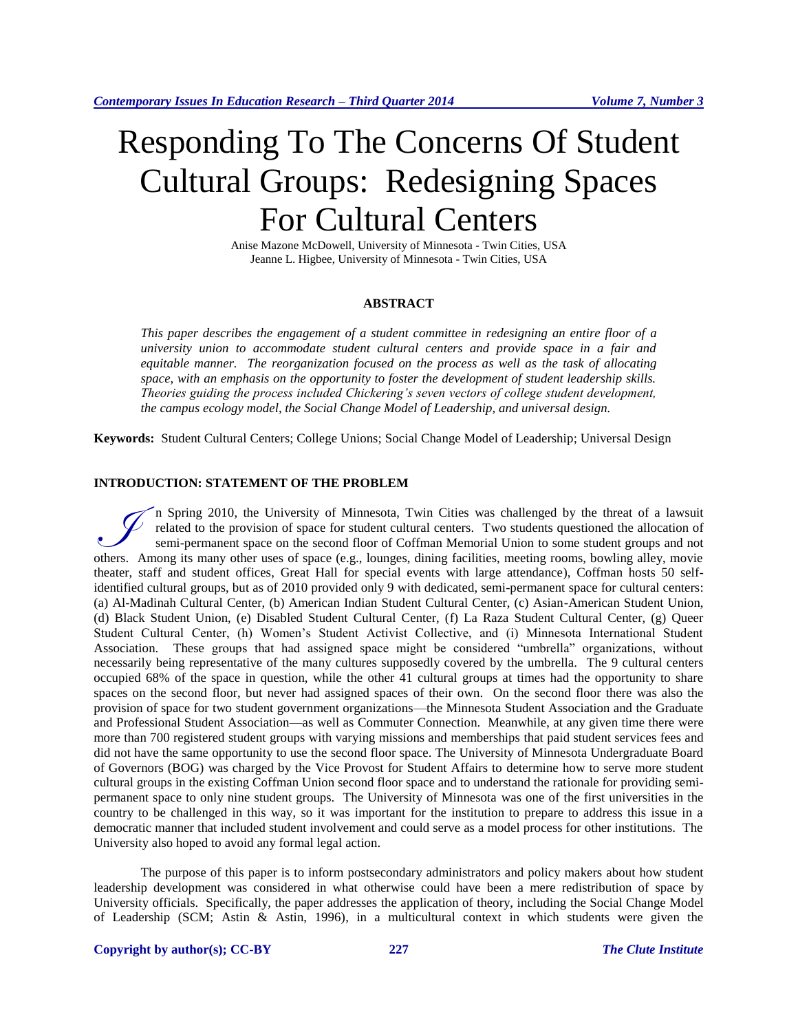# Responding To The Concerns Of Student Cultural Groups: Redesigning Spaces For Cultural Centers

Anise Mazone McDowell, University of Minnesota - Twin Cities, USA
Jeanne L. Higbee, University of Minnesota - Twin Cities, USA

## ABSTRACT

*This paper describes the engagement of a student committee in redesigning an entire floor of a university union to accommodate student cultural centers and provide space in a fair and equitable manner. The reorganization focused on the process as well as the task of allocating space, with an emphasis on the opportunity to foster the development of student leadership skills. Theories guiding the process included Chickering's seven vectors of college student development, the campus ecology model, the Social Change Model of Leadership, and universal design.*

**Keywords:** Student Cultural Centers; College Unions; Social Change Model of Leadership; Universal Design

## INTRODUCTION: STATEMENT OF THE PROBLEM

In Spring 2010, the University of Minnesota, Twin Cities was challenged by the threat of a lawsuit related to the provision of space for student cultural centers. Two students questioned the allocation of semi-permanent space on the second floor of Coffman Memorial Union to some student groups and not others. Among its many other uses of space (e.g., lounges, dining facilities, meeting rooms, bowling alley, movie theater, staff and student offices, Great Hall for special events with large attendance), Coffman hosts 50 self-identified cultural groups, but as of 2010 provided only 9 with dedicated, semi-permanent space for cultural centers: (a) Al-Madinah Cultural Center, (b) American Indian Student Cultural Center, (c) Asian-American Student Union, (d) Black Student Union, (e) Disabled Student Cultural Center, (f) La Raza Student Cultural Center, (g) Queer Student Cultural Center, (h) Women's Student Activist Collective, and (i) Minnesota International Student Association. These groups that had assigned space might be considered "umbrella" organizations, without necessarily being representative of the many cultures supposedly covered by the umbrella. The 9 cultural centers occupied 68% of the space in question, while the other 41 cultural groups at times had the opportunity to share spaces on the second floor, but never had assigned spaces of their own. On the second floor there was also the provision of space for two student government organizations—the Minnesota Student Association and the Graduate and Professional Student Association—as well as Commuter Connection. Meanwhile, at any given time there were more than 700 registered student groups with varying missions and memberships that paid student services fees and did not have the same opportunity to use the second floor space. The University of Minnesota Undergraduate Board of Governors (BOG) was charged by the Vice Provost for Student Affairs to determine how to serve more student cultural groups in the existing Coffman Union second floor space and to understand the rationale for providing semi-permanent space to only nine student groups. The University of Minnesota was one of the first universities in the country to be challenged in this way, so it was important for the institution to prepare to address this issue in a democratic manner that included student involvement and could serve as a model process for other institutions. The University also hoped to avoid any formal legal action.

The purpose of this paper is to inform postsecondary administrators and policy makers about how student leadership development was considered in what otherwise could have been a mere redistribution of space by University officials. Specifically, the paper addresses the application of theory, including the Social Change Model of Leadership (SCM; Astin & Astin, 1996), in a multicultural context in which students were given the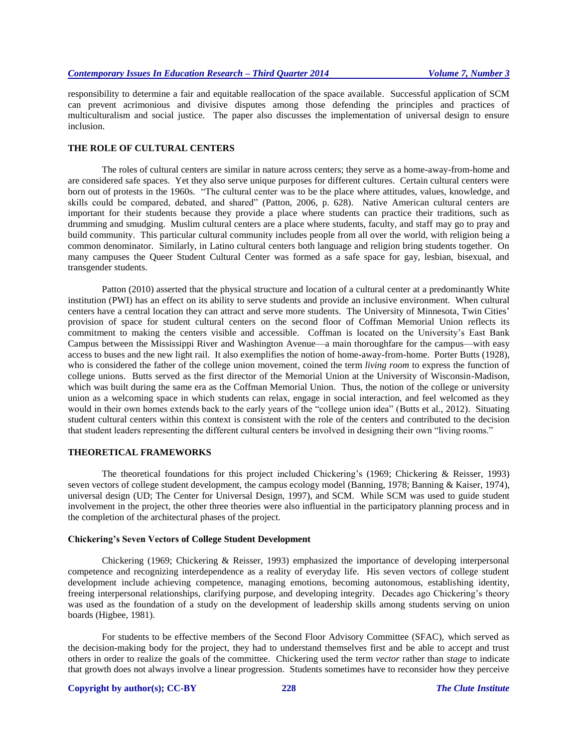responsibility to determine a fair and equitable reallocation of the space available. Successful application of SCM can prevent acrimonious and divisive disputes among those defending the principles and practices of multiculturalism and social justice. The paper also discusses the implementation of universal design to ensure inclusion.

## THE ROLE OF CULTURAL CENTERS

The roles of cultural centers are similar in nature across centers; they serve as a home-away-from-home and are considered safe spaces. Yet they also serve unique purposes for different cultures. Certain cultural centers were born out of protests in the 1960s. "The cultural center was to be the place where attitudes, values, knowledge, and skills could be compared, debated, and shared" (Patton, 2006, p. 628). Native American cultural centers are important for their students because they provide a place where students can practice their traditions, such as drumming and smudging. Muslim cultural centers are a place where students, faculty, and staff may go to pray and build community. This particular cultural community includes people from all over the world, with religion being a common denominator. Similarly, in Latino cultural centers both language and religion bring students together. On many campuses the Queer Student Cultural Center was formed as a safe space for gay, lesbian, bisexual, and transgender students.

Patton (2010) asserted that the physical structure and location of a cultural center at a predominantly White institution (PWI) has an effect on its ability to serve students and provide an inclusive environment. When cultural centers have a central location they can attract and serve more students. The University of Minnesota, Twin Cities' provision of space for student cultural centers on the second floor of Coffman Memorial Union reflects its commitment to making the centers visible and accessible. Coffman is located on the University's East Bank Campus between the Mississippi River and Washington Avenue—a main thoroughfare for the campus—with easy access to buses and the new light rail. It also exemplifies the notion of home-away-from-home. Porter Butts (1928), who is considered the father of the college union movement, coined the term *living room* to express the function of college unions. Butts served as the first director of the Memorial Union at the University of Wisconsin-Madison, which was built during the same era as the Coffman Memorial Union. Thus, the notion of the college or university union as a welcoming space in which students can relax, engage in social interaction, and feel welcomed as they would in their own homes extends back to the early years of the "college union idea" (Butts et al., 2012). Situating student cultural centers within this context is consistent with the role of the centers and contributed to the decision that student leaders representing the different cultural centers be involved in designing their own "living rooms."

## THEORETICAL FRAMEWORKS

The theoretical foundations for this project included Chickering's (1969; Chickering & Reisser, 1993) seven vectors of college student development, the campus ecology model (Banning, 1978; Banning & Kaiser, 1974), universal design (UD; The Center for Universal Design, 1997), and SCM. While SCM was used to guide student involvement in the project, the other three theories were also influential in the participatory planning process and in the completion of the architectural phases of the project.

### Chickering's Seven Vectors of College Student Development

Chickering (1969; Chickering & Reisser, 1993) emphasized the importance of developing interpersonal competence and recognizing interdependence as a reality of everyday life. His seven vectors of college student development include achieving competence, managing emotions, becoming autonomous, establishing identity, freeing interpersonal relationships, clarifying purpose, and developing integrity. Decades ago Chickering's theory was used as the foundation of a study on the development of leadership skills among students serving on union boards (Higbee, 1981).

For students to be effective members of the Second Floor Advisory Committee (SFAC), which served as the decision-making body for the project, they had to understand themselves first and be able to accept and trust others in order to realize the goals of the committee. Chickering used the term *vector* rather than *stage* to indicate that growth does not always involve a linear progression. Students sometimes have to reconsider how they perceive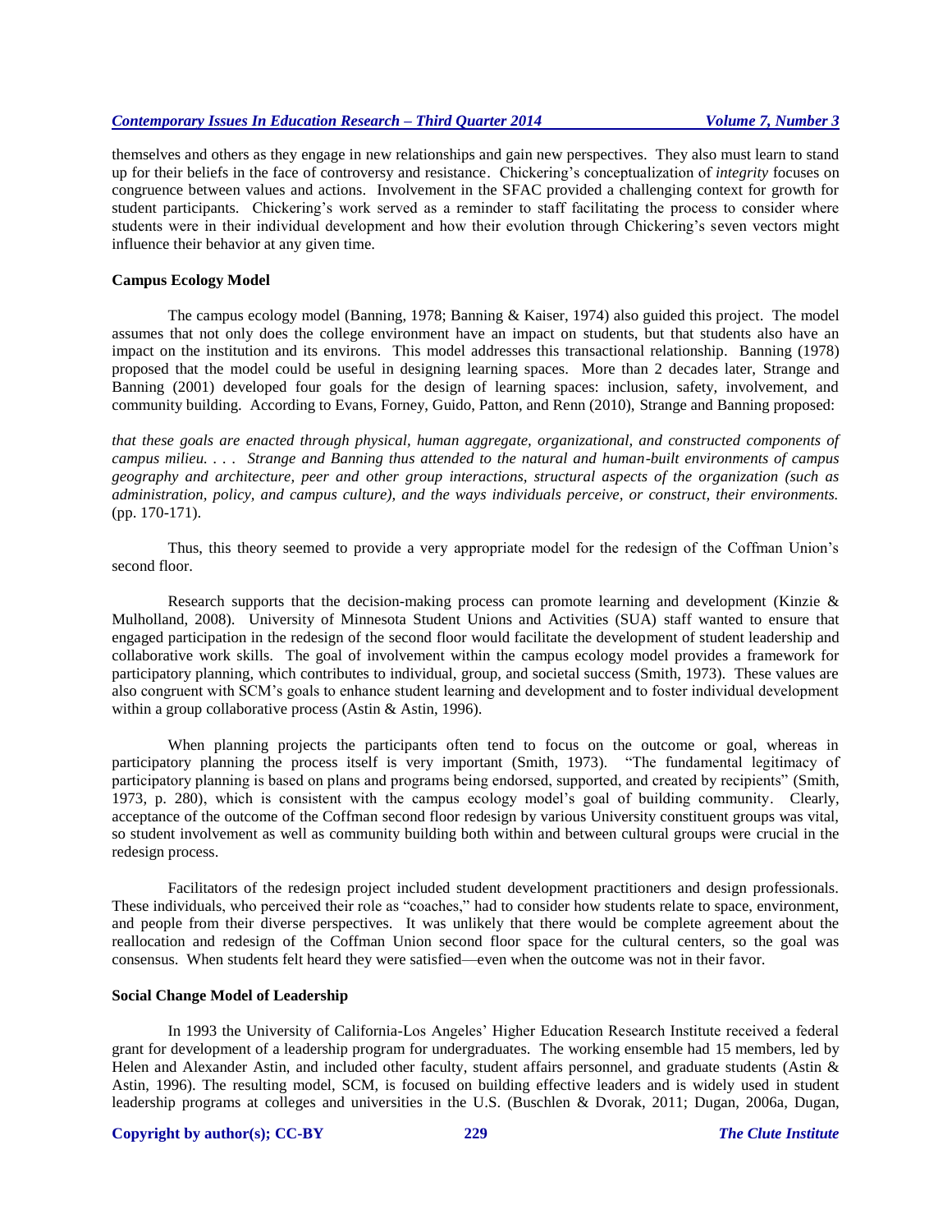themselves and others as they engage in new relationships and gain new perspectives. They also must learn to stand up for their beliefs in the face of controversy and resistance. Chickering's conceptualization of *integrity* focuses on congruence between values and actions. Involvement in the SFAC provided a challenging context for growth for student participants. Chickering's work served as a reminder to staff facilitating the process to consider where students were in their individual development and how their evolution through Chickering's seven vectors might influence their behavior at any given time.

### Campus Ecology Model

The campus ecology model (Banning, 1978; Banning & Kaiser, 1974) also guided this project. The model assumes that not only does the college environment have an impact on students, but that students also have an impact on the institution and its environs. This model addresses this transactional relationship. Banning (1978) proposed that the model could be useful in designing learning spaces. More than 2 decades later, Strange and Banning (2001) developed four goals for the design of learning spaces: inclusion, safety, involvement, and community building. According to Evans, Forney, Guido, Patton, and Renn (2010), Strange and Banning proposed:

*that these goals are enacted through physical, human aggregate, organizational, and constructed components of campus milieu. . . . Strange and Banning thus attended to the natural and human-built environments of campus geography and architecture, peer and other group interactions, structural aspects of the organization (such as administration, policy, and campus culture), and the ways individuals perceive, or construct, their environments.* (pp. 170-171).

Thus, this theory seemed to provide a very appropriate model for the redesign of the Coffman Union's second floor.

Research supports that the decision-making process can promote learning and development (Kinzie & Mulholland, 2008). University of Minnesota Student Unions and Activities (SUA) staff wanted to ensure that engaged participation in the redesign of the second floor would facilitate the development of student leadership and collaborative work skills. The goal of involvement within the campus ecology model provides a framework for participatory planning, which contributes to individual, group, and societal success (Smith, 1973). These values are also congruent with SCM's goals to enhance student learning and development and to foster individual development within a group collaborative process (Astin & Astin, 1996).

When planning projects the participants often tend to focus on the outcome or goal, whereas in participatory planning the process itself is very important (Smith, 1973). "The fundamental legitimacy of participatory planning is based on plans and programs being endorsed, supported, and created by recipients" (Smith, 1973, p. 280), which is consistent with the campus ecology model's goal of building community. Clearly, acceptance of the outcome of the Coffman second floor redesign by various University constituent groups was vital, so student involvement as well as community building both within and between cultural groups were crucial in the redesign process.

Facilitators of the redesign project included student development practitioners and design professionals. These individuals, who perceived their role as "coaches," had to consider how students relate to space, environment, and people from their diverse perspectives. It was unlikely that there would be complete agreement about the reallocation and redesign of the Coffman Union second floor space for the cultural centers, so the goal was consensus. When students felt heard they were satisfied—even when the outcome was not in their favor.

### Social Change Model of Leadership

In 1993 the University of California-Los Angeles' Higher Education Research Institute received a federal grant for development of a leadership program for undergraduates. The working ensemble had 15 members, led by Helen and Alexander Astin, and included other faculty, student affairs personnel, and graduate students (Astin & Astin, 1996). The resulting model, SCM, is focused on building effective leaders and is widely used in student leadership programs at colleges and universities in the U.S. (Buschlen & Dvorak, 2011; Dugan, 2006a, Dugan,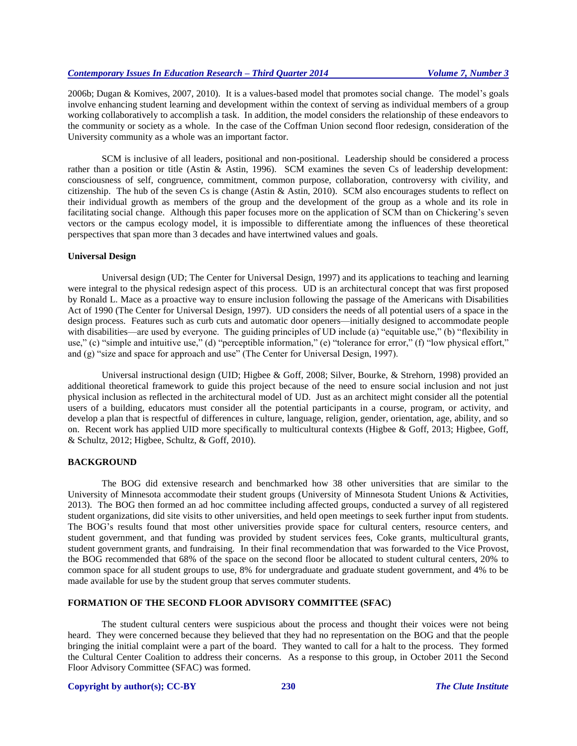2006b; Dugan & Komives, 2007, 2010). It is a values-based model that promotes social change. The model's goals involve enhancing student learning and development within the context of serving as individual members of a group working collaboratively to accomplish a task. In addition, the model considers the relationship of these endeavors to the community or society as a whole. In the case of the Coffman Union second floor redesign, consideration of the University community as a whole was an important factor.

SCM is inclusive of all leaders, positional and non-positional. Leadership should be considered a process rather than a position or title (Astin & Astin, 1996). SCM examines the seven Cs of leadership development: consciousness of self, congruence, commitment, common purpose, collaboration, controversy with civility, and citizenship. The hub of the seven Cs is change (Astin & Astin, 2010). SCM also encourages students to reflect on their individual growth as members of the group and the development of the group as a whole and its role in facilitating social change. Although this paper focuses more on the application of SCM than on Chickering's seven vectors or the campus ecology model, it is impossible to differentiate among the influences of these theoretical perspectives that span more than 3 decades and have intertwined values and goals.

### Universal Design

Universal design (UD; The Center for Universal Design, 1997) and its applications to teaching and learning were integral to the physical redesign aspect of this process. UD is an architectural concept that was first proposed by Ronald L. Mace as a proactive way to ensure inclusion following the passage of the Americans with Disabilities Act of 1990 (The Center for Universal Design, 1997). UD considers the needs of all potential users of a space in the design process. Features such as curb cuts and automatic door openers—initially designed to accommodate people with disabilities—are used by everyone. The guiding principles of UD include (a) "equitable use," (b) "flexibility in use," (c) "simple and intuitive use," (d) "perceptible information," (e) "tolerance for error," (f) "low physical effort," and (g) "size and space for approach and use" (The Center for Universal Design, 1997).

Universal instructional design (UID; Higbee & Goff, 2008; Silver, Bourke, & Strehorn, 1998) provided an additional theoretical framework to guide this project because of the need to ensure social inclusion and not just physical inclusion as reflected in the architectural model of UD. Just as an architect might consider all the potential users of a building, educators must consider all the potential participants in a course, program, or activity, and develop a plan that is respectful of differences in culture, language, religion, gender, orientation, age, ability, and so on. Recent work has applied UID more specifically to multicultural contexts (Higbee & Goff, 2013; Higbee, Goff, & Schultz, 2012; Higbee, Schultz, & Goff, 2010).

## BACKGROUND

The BOG did extensive research and benchmarked how 38 other universities that are similar to the University of Minnesota accommodate their student groups (University of Minnesota Student Unions & Activities, 2013). The BOG then formed an ad hoc committee including affected groups, conducted a survey of all registered student organizations, did site visits to other universities, and held open meetings to seek further input from students. The BOG's results found that most other universities provide space for cultural centers, resource centers, and student government, and that funding was provided by student services fees, Coke grants, multicultural grants, student government grants, and fundraising. In their final recommendation that was forwarded to the Vice Provost, the BOG recommended that 68% of the space on the second floor be allocated to student cultural centers, 20% to common space for all student groups to use, 8% for undergraduate and graduate student government, and 4% to be made available for use by the student group that serves commuter students.

## FORMATION OF THE SECOND FLOOR ADVISORY COMMITTEE (SFAC)

The student cultural centers were suspicious about the process and thought their voices were not being heard. They were concerned because they believed that they had no representation on the BOG and that the people bringing the initial complaint were a part of the board. They wanted to call for a halt to the process. They formed the Cultural Center Coalition to address their concerns. As a response to this group, in October 2011 the Second Floor Advisory Committee (SFAC) was formed.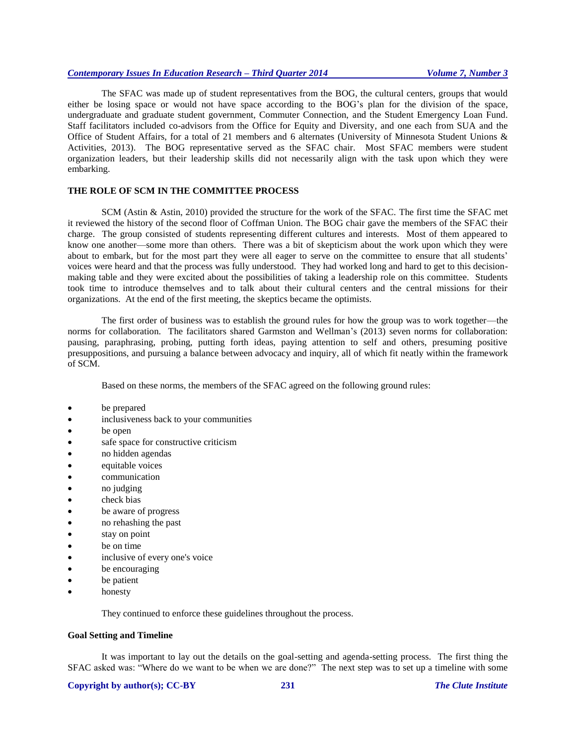The SFAC was made up of student representatives from the BOG, the cultural centers, groups that would either be losing space or would not have space according to the BOG's plan for the division of the space, undergraduate and graduate student government, Commuter Connection, and the Student Emergency Loan Fund. Staff facilitators included co-advisors from the Office for Equity and Diversity, and one each from SUA and the Office of Student Affairs, for a total of 21 members and 6 alternates (University of Minnesota Student Unions & Activities, 2013). The BOG representative served as the SFAC chair. Most SFAC members were student organization leaders, but their leadership skills did not necessarily align with the task upon which they were embarking.

## THE ROLE OF SCM IN THE COMMITTEE PROCESS

SCM (Astin & Astin, 2010) provided the structure for the work of the SFAC. The first time the SFAC met it reviewed the history of the second floor of Coffman Union. The BOG chair gave the members of the SFAC their charge. The group consisted of students representing different cultures and interests. Most of them appeared to know one another—some more than others. There was a bit of skepticism about the work upon which they were about to embark, but for the most part they were all eager to serve on the committee to ensure that all students' voices were heard and that the process was fully understood. They had worked long and hard to get to this decision-making table and they were excited about the possibilities of taking a leadership role on this committee. Students took time to introduce themselves and to talk about their cultural centers and the central missions for their organizations. At the end of the first meeting, the skeptics became the optimists.

The first order of business was to establish the ground rules for how the group was to work together—the norms for collaboration. The facilitators shared Garmston and Wellman's (2013) seven norms for collaboration: pausing, paraphrasing, probing, putting forth ideas, paying attention to self and others, presuming positive presuppositions, and pursuing a balance between advocacy and inquiry, all of which fit neatly within the framework of SCM.

Based on these norms, the members of the SFAC agreed on the following ground rules:

- be prepared
- inclusiveness back to your communities
- be open
- safe space for constructive criticism
- no hidden agendas
- equitable voices
- communication
- no judging
- check bias
- be aware of progress
- no rehashing the past
- stay on point
- be on time
- inclusive of every one's voice
- be encouraging
- be patient
- honesty

They continued to enforce these guidelines throughout the process.

### Goal Setting and Timeline

It was important to lay out the details on the goal-setting and agenda-setting process. The first thing the SFAC asked was: "Where do we want to be when we are done?" The next step was to set up a timeline with some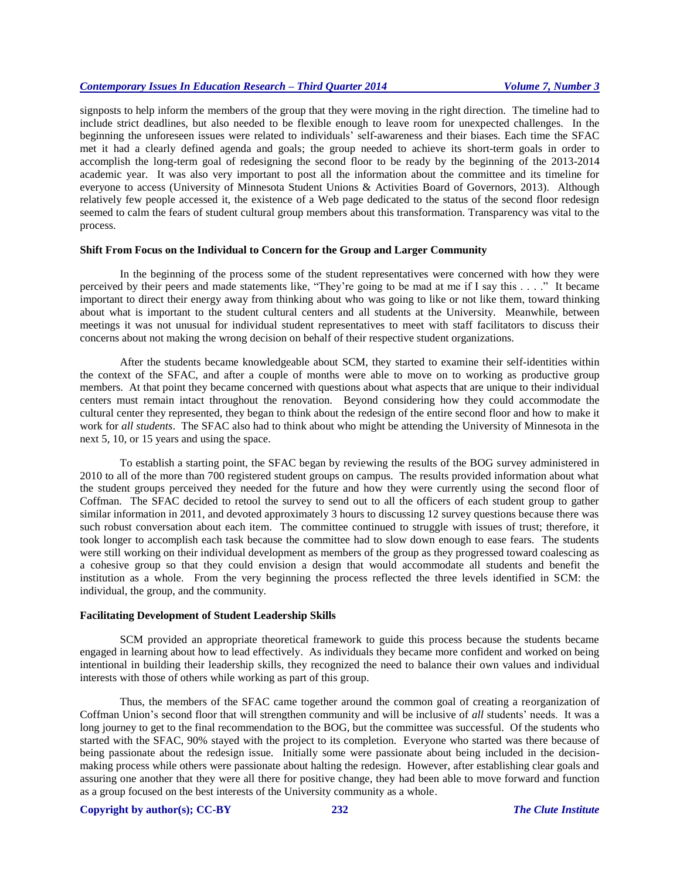signposts to help inform the members of the group that they were moving in the right direction. The timeline had to include strict deadlines, but also needed to be flexible enough to leave room for unexpected challenges. In the beginning the unforeseen issues were related to individuals' self-awareness and their biases. Each time the SFAC met it had a clearly defined agenda and goals; the group needed to achieve its short-term goals in order to accomplish the long-term goal of redesigning the second floor to be ready by the beginning of the 2013-2014 academic year. It was also very important to post all the information about the committee and its timeline for everyone to access (University of Minnesota Student Unions & Activities Board of Governors, 2013). Although relatively few people accessed it, the existence of a Web page dedicated to the status of the second floor redesign seemed to calm the fears of student cultural group members about this transformation. Transparency was vital to the process.

### Shift From Focus on the Individual to Concern for the Group and Larger Community

In the beginning of the process some of the student representatives were concerned with how they were perceived by their peers and made statements like, "They're going to be mad at me if I say this . . . ." It became important to direct their energy away from thinking about who was going to like or not like them, toward thinking about what is important to the student cultural centers and all students at the University. Meanwhile, between meetings it was not unusual for individual student representatives to meet with staff facilitators to discuss their concerns about not making the wrong decision on behalf of their respective student organizations.

After the students became knowledgeable about SCM, they started to examine their self-identities within the context of the SFAC, and after a couple of months were able to move on to working as productive group members. At that point they became concerned with questions about what aspects that are unique to their individual centers must remain intact throughout the renovation. Beyond considering how they could accommodate the cultural center they represented, they began to think about the redesign of the entire second floor and how to make it work for *all students*. The SFAC also had to think about who might be attending the University of Minnesota in the next 5, 10, or 15 years and using the space.

To establish a starting point, the SFAC began by reviewing the results of the BOG survey administered in 2010 to all of the more than 700 registered student groups on campus. The results provided information about what the student groups perceived they needed for the future and how they were currently using the second floor of Coffman. The SFAC decided to retool the survey to send out to all the officers of each student group to gather similar information in 2011, and devoted approximately 3 hours to discussing 12 survey questions because there was such robust conversation about each item. The committee continued to struggle with issues of trust; therefore, it took longer to accomplish each task because the committee had to slow down enough to ease fears. The students were still working on their individual development as members of the group as they progressed toward coalescing as a cohesive group so that they could envision a design that would accommodate all students and benefit the institution as a whole. From the very beginning the process reflected the three levels identified in SCM: the individual, the group, and the community.

### Facilitating Development of Student Leadership Skills

SCM provided an appropriate theoretical framework to guide this process because the students became engaged in learning about how to lead effectively. As individuals they became more confident and worked on being intentional in building their leadership skills, they recognized the need to balance their own values and individual interests with those of others while working as part of this group.

Thus, the members of the SFAC came together around the common goal of creating a reorganization of Coffman Union's second floor that will strengthen community and will be inclusive of *all* students' needs. It was a long journey to get to the final recommendation to the BOG, but the committee was successful. Of the students who started with the SFAC, 90% stayed with the project to its completion. Everyone who started was there because of being passionate about the redesign issue. Initially some were passionate about being included in the decision-making process while others were passionate about halting the redesign. However, after establishing clear goals and assuring one another that they were all there for positive change, they had been able to move forward and function as a group focused on the best interests of the University community as a whole.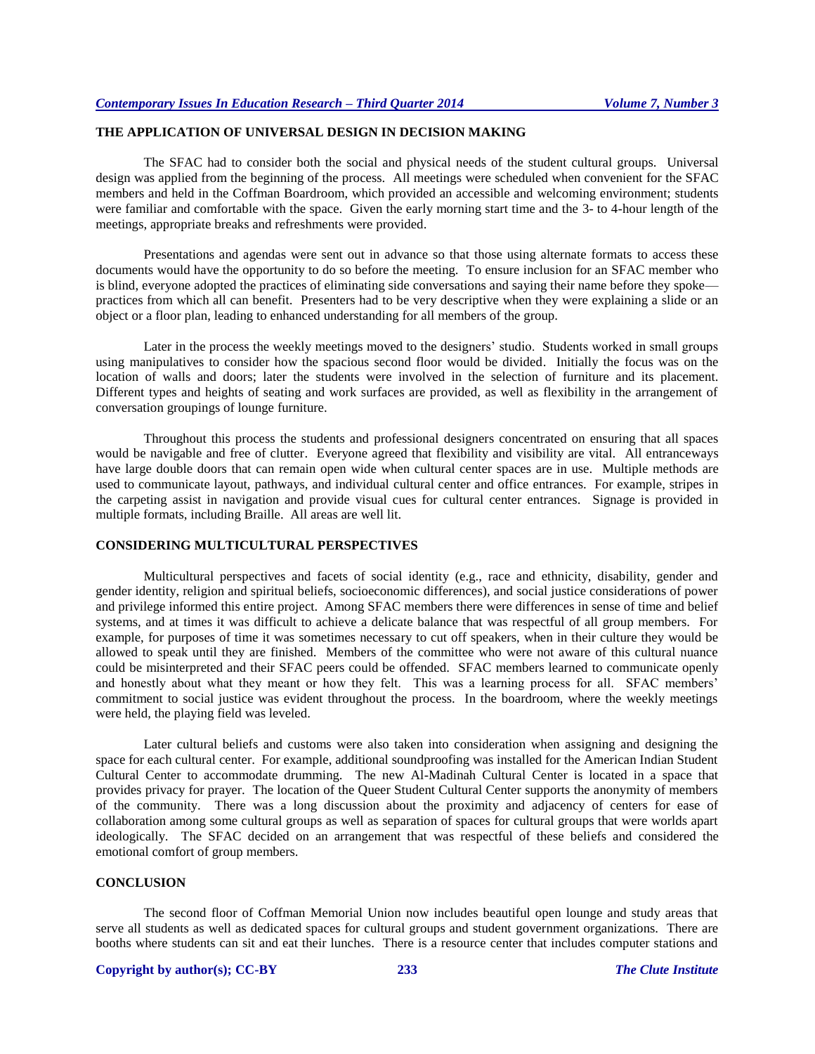## THE APPLICATION OF UNIVERSAL DESIGN IN DECISION MAKING

The SFAC had to consider both the social and physical needs of the student cultural groups. Universal design was applied from the beginning of the process. All meetings were scheduled when convenient for the SFAC members and held in the Coffman Boardroom, which provided an accessible and welcoming environment; students were familiar and comfortable with the space. Given the early morning start time and the 3- to 4-hour length of the meetings, appropriate breaks and refreshments were provided.

Presentations and agendas were sent out in advance so that those using alternate formats to access these documents would have the opportunity to do so before the meeting. To ensure inclusion for an SFAC member who is blind, everyone adopted the practices of eliminating side conversations and saying their name before they spoke—practices from which all can benefit. Presenters had to be very descriptive when they were explaining a slide or an object or a floor plan, leading to enhanced understanding for all members of the group.

Later in the process the weekly meetings moved to the designers' studio. Students worked in small groups using manipulatives to consider how the spacious second floor would be divided. Initially the focus was on the location of walls and doors; later the students were involved in the selection of furniture and its placement. Different types and heights of seating and work surfaces are provided, as well as flexibility in the arrangement of conversation groupings of lounge furniture.

Throughout this process the students and professional designers concentrated on ensuring that all spaces would be navigable and free of clutter. Everyone agreed that flexibility and visibility are vital. All entranceways have large double doors that can remain open wide when cultural center spaces are in use. Multiple methods are used to communicate layout, pathways, and individual cultural center and office entrances. For example, stripes in the carpeting assist in navigation and provide visual cues for cultural center entrances. Signage is provided in multiple formats, including Braille. All areas are well lit.

## CONSIDERING MULTICULTURAL PERSPECTIVES

Multicultural perspectives and facets of social identity (e.g., race and ethnicity, disability, gender and gender identity, religion and spiritual beliefs, socioeconomic differences), and social justice considerations of power and privilege informed this entire project. Among SFAC members there were differences in sense of time and belief systems, and at times it was difficult to achieve a delicate balance that was respectful of all group members. For example, for purposes of time it was sometimes necessary to cut off speakers, when in their culture they would be allowed to speak until they are finished. Members of the committee who were not aware of this cultural nuance could be misinterpreted and their SFAC peers could be offended. SFAC members learned to communicate openly and honestly about what they meant or how they felt. This was a learning process for all. SFAC members' commitment to social justice was evident throughout the process. In the boardroom, where the weekly meetings were held, the playing field was leveled.

Later cultural beliefs and customs were also taken into consideration when assigning and designing the space for each cultural center. For example, additional soundproofing was installed for the American Indian Student Cultural Center to accommodate drumming. The new Al-Madinah Cultural Center is located in a space that provides privacy for prayer. The location of the Queer Student Cultural Center supports the anonymity of members of the community. There was a long discussion about the proximity and adjacency of centers for ease of collaboration among some cultural groups as well as separation of spaces for cultural groups that were worlds apart ideologically. The SFAC decided on an arrangement that was respectful of these beliefs and considered the emotional comfort of group members.

## CONCLUSION

The second floor of Coffman Memorial Union now includes beautiful open lounge and study areas that serve all students as well as dedicated spaces for cultural groups and student government organizations. There are booths where students can sit and eat their lunches. There is a resource center that includes computer stations and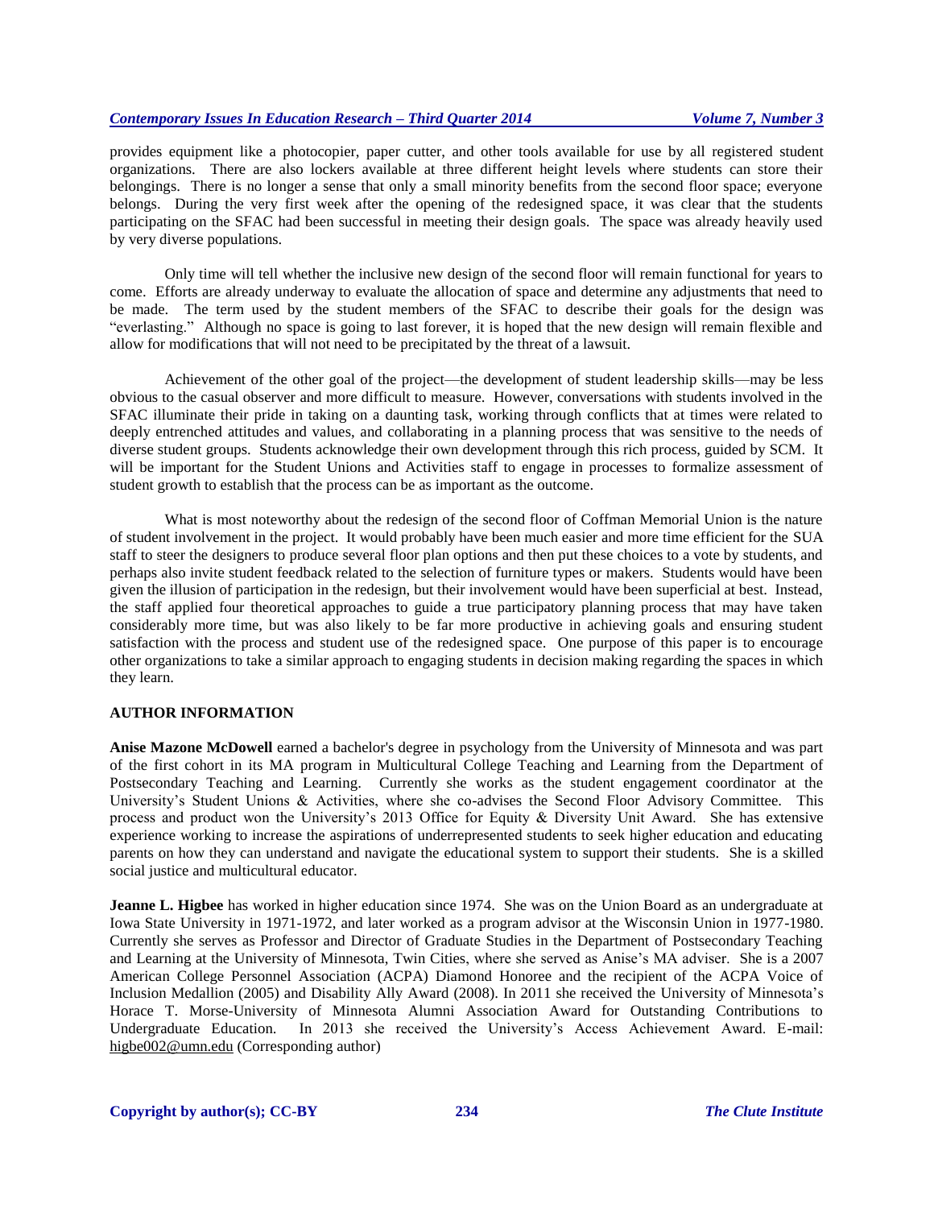provides equipment like a photocopier, paper cutter, and other tools available for use by all registered student organizations. There are also lockers available at three different height levels where students can store their belongings. There is no longer a sense that only a small minority benefits from the second floor space; everyone belongs. During the very first week after the opening of the redesigned space, it was clear that the students participating on the SFAC had been successful in meeting their design goals. The space was already heavily used by very diverse populations.

Only time will tell whether the inclusive new design of the second floor will remain functional for years to come. Efforts are already underway to evaluate the allocation of space and determine any adjustments that need to be made. The term used by the student members of the SFAC to describe their goals for the design was "everlasting." Although no space is going to last forever, it is hoped that the new design will remain flexible and allow for modifications that will not need to be precipitated by the threat of a lawsuit.

Achievement of the other goal of the project—the development of student leadership skills—may be less obvious to the casual observer and more difficult to measure. However, conversations with students involved in the SFAC illuminate their pride in taking on a daunting task, working through conflicts that at times were related to deeply entrenched attitudes and values, and collaborating in a planning process that was sensitive to the needs of diverse student groups. Students acknowledge their own development through this rich process, guided by SCM. It will be important for the Student Unions and Activities staff to engage in processes to formalize assessment of student growth to establish that the process can be as important as the outcome.

What is most noteworthy about the redesign of the second floor of Coffman Memorial Union is the nature of student involvement in the project. It would probably have been much easier and more time efficient for the SUA staff to steer the designers to produce several floor plan options and then put these choices to a vote by students, and perhaps also invite student feedback related to the selection of furniture types or makers. Students would have been given the illusion of participation in the redesign, but their involvement would have been superficial at best. Instead, the staff applied four theoretical approaches to guide a true participatory planning process that may have taken considerably more time, but was also likely to be far more productive in achieving goals and ensuring student satisfaction with the process and student use of the redesigned space. One purpose of this paper is to encourage other organizations to take a similar approach to engaging students in decision making regarding the spaces in which they learn.

## AUTHOR INFORMATION

**Anise Mazone McDowell** earned a bachelor's degree in psychology from the University of Minnesota and was part of the first cohort in its MA program in Multicultural College Teaching and Learning from the Department of Postsecondary Teaching and Learning. Currently she works as the student engagement coordinator at the University's Student Unions & Activities, where she co-advises the Second Floor Advisory Committee. This process and product won the University's 2013 Office for Equity & Diversity Unit Award. She has extensive experience working to increase the aspirations of underrepresented students to seek higher education and educating parents on how they can understand and navigate the educational system to support their students. She is a skilled social justice and multicultural educator.

**Jeanne L. Higbee** has worked in higher education since 1974. She was on the Union Board as an undergraduate at Iowa State University in 1971-1972, and later worked as a program advisor at the Wisconsin Union in 1977-1980. Currently she serves as Professor and Director of Graduate Studies in the Department of Postsecondary Teaching and Learning at the University of Minnesota, Twin Cities, where she served as Anise's MA adviser. She is a 2007 American College Personnel Association (ACPA) Diamond Honoree and the recipient of the ACPA Voice of Inclusion Medallion (2005) and Disability Ally Award (2008). In 2011 she received the University of Minnesota's Horace T. Morse-University of Minnesota Alumni Association Award for Outstanding Contributions to Undergraduate Education. In 2013 she received the University's Access Achievement Award. E-mail: higbe002@umn.edu (Corresponding author)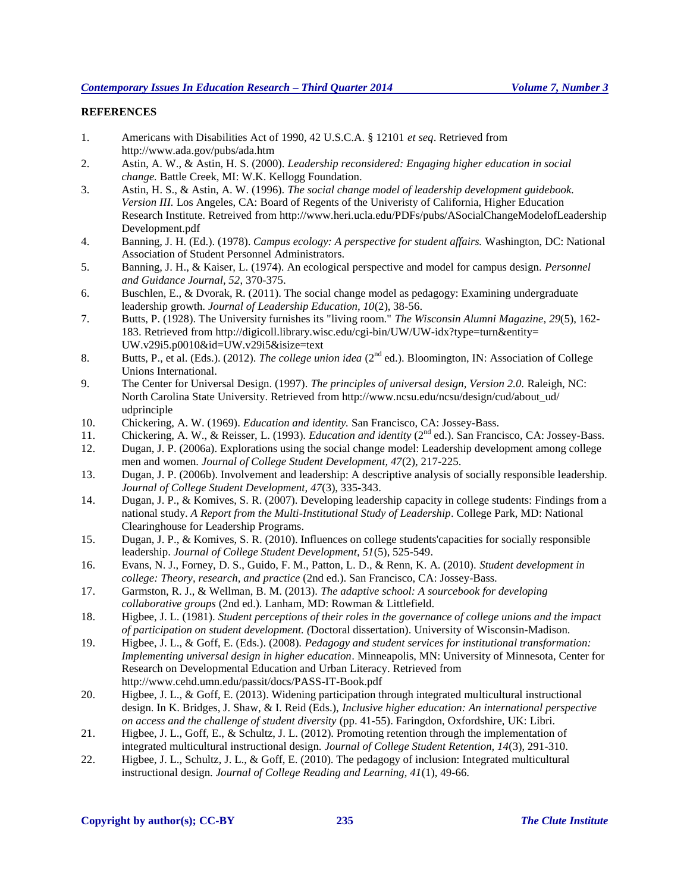**REFERENCES**

1. Americans with Disabilities Act of 1990, 42 U.S.C.A. § 12101 *et seq*. Retrieved from http://www.ada.gov/pubs/ada.htm
2. Astin, A. W., & Astin, H. S. (2000). *Leadership reconsidered: Engaging higher education in social change.* Battle Creek, MI: W.K. Kellogg Foundation.
3. Astin, H. S., & Astin, A. W. (1996). *The social change model of leadership development guidebook. Version III.* Los Angeles, CA: Board of Regents of the Univeristy of California, Higher Education Research Institute. Retreived from http://www.heri.ucla.edu/PDFs/pubs/ASocialChangeModelofLeadershipDevelopment.pdf
4. Banning, J. H. (Ed.). (1978). *Campus ecology: A perspective for student affairs.* Washington, DC: National Association of Student Personnel Administrators.
5. Banning, J. H., & Kaiser, L. (1974). An ecological perspective and model for campus design. *Personnel and Guidance Journal, 52*, 370-375.
6. Buschlen, E., & Dvorak, R. (2011). The social change model as pedagogy: Examining undergraduate leadership growth. *Journal of Leadership Education, 10*(2), 38-56.
7. Butts, P. (1928). The University furnishes its "living room." *The Wisconsin Alumni Magazine, 29*(5), 162-183. Retrieved from http://digicoll.library.wisc.edu/cgi-bin/UW/UW-idx?type=turn&entity=UW.v29i5.p0010&id=UW.v29i5&isize=text
8. Butts, P., et al. (Eds.). (2012). *The college union idea* (2nd ed.). Bloomington, IN: Association of College Unions International.
9. The Center for Universal Design. (1997). *The principles of universal design, Version 2.0.* Raleigh, NC: North Carolina State University. Retrieved from http://www.ncsu.edu/ncsu/design/cud/about_ud/udprinciple
10. Chickering, A. W. (1969). *Education and identity.* San Francisco, CA: Jossey-Bass.
11. Chickering, A. W., & Reisser, L. (1993). *Education and identity* (2nd ed.). San Francisco, CA: Jossey-Bass.
12. Dugan, J. P. (2006a). Explorations using the social change model: Leadership development among college men and women. *Journal of College Student Development, 47*(2), 217-225.
13. Dugan, J. P. (2006b). Involvement and leadership: A descriptive analysis of socially responsible leadership. *Journal of College Student Development, 47*(3), 335-343.
14. Dugan, J. P., & Komives, S. R. (2007). Developing leadership capacity in college students: Findings from a national study. *A Report from the Multi-Institutional Study of Leadership*. College Park, MD: National Clearinghouse for Leadership Programs.
15. Dugan, J. P., & Komives, S. R. (2010). Influences on college students'capacities for socially responsible leadership. *Journal of College Student Development, 51*(5), 525-549.
16. Evans, N. J., Forney, D. S., Guido, F. M., Patton, L. D., & Renn, K. A. (2010). *Student development in college: Theory, research, and practice* (2nd ed.). San Francisco, CA: Jossey-Bass.
17. Garmston, R. J., & Wellman, B. M. (2013). *The adaptive school: A sourcebook for developing collaborative groups* (2nd ed.). Lanham, MD: Rowman & Littlefield.
18. Higbee, J. L. (1981). *Student perceptions of their roles in the governance of college unions and the impact of participation on student development. (*Doctoral dissertation). University of Wisconsin-Madison.
19. Higbee, J. L., & Goff, E. (Eds.). (2008). *Pedagogy and student services for institutional transformation: Implementing universal design in higher education*. Minneapolis, MN: University of Minnesota, Center for Research on Developmental Education and Urban Literacy. Retrieved from http://www.cehd.umn.edu/passit/docs/PASS-IT-Book.pdf
20. Higbee, J. L., & Goff, E. (2013). Widening participation through integrated multicultural instructional design. In K. Bridges, J. Shaw, & I. Reid (Eds.), *Inclusive higher education: An international perspective on access and the challenge of student diversity* (pp. 41-55). Faringdon, Oxfordshire, UK: Libri.
21. Higbee, J. L., Goff, E., & Schultz, J. L. (2012). Promoting retention through the implementation of integrated multicultural instructional design. *Journal of College Student Retention, 14*(3), 291-310.
22. Higbee, J. L., Schultz, J. L., & Goff, E. (2010). The pedagogy of inclusion: Integrated multicultural instructional design. *Journal of College Reading and Learning, 41*(1), 49-66.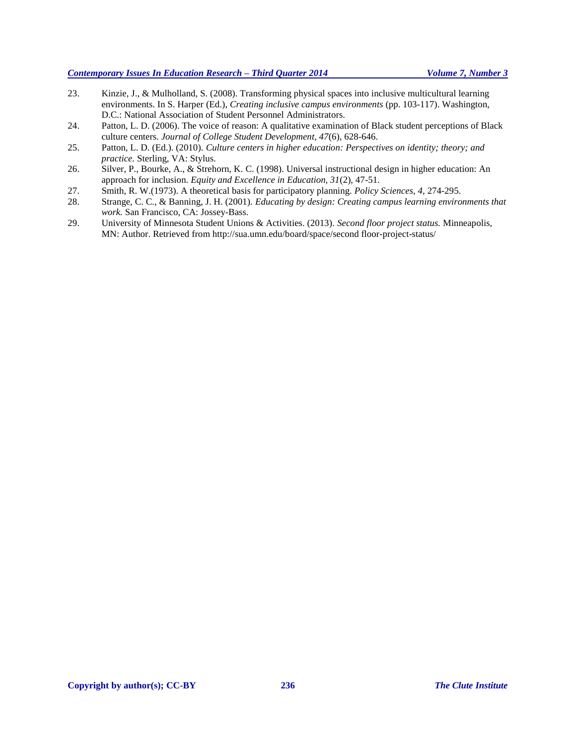23. Kinzie, J., & Mulholland, S. (2008). Transforming physical spaces into inclusive multicultural learning environments. In S. Harper (Ed.), *Creating inclusive campus environments* (pp. 103-117). Washington, D.C.: National Association of Student Personnel Administrators.
24. Patton, L. D. (2006). The voice of reason: A qualitative examination of Black student perceptions of Black culture centers. *Journal of College Student Development, 47*(6), 628-646.
25. Patton, L. D. (Ed.). (2010). *Culture centers in higher education: Perspectives on identity; theory; and practice.* Sterling, VA: Stylus.
26. Silver, P., Bourke, A., & Strehorn, K. C. (1998). Universal instructional design in higher education: An approach for inclusion. *Equity and Excellence in Education, 31*(2), 47-51.
27. Smith, R. W.(1973). A theoretical basis for participatory planning. *Policy Sciences, 4*, 274-295.
28. Strange, C. C., & Banning, J. H. (2001). *Educating by design: Creating campus learning environments that work.* San Francisco, CA: Jossey-Bass.
29. University of Minnesota Student Unions & Activities. (2013). *Second floor project status.* Minneapolis, MN: Author. Retrieved from http://sua.umn.edu/board/space/second floor-project-status/